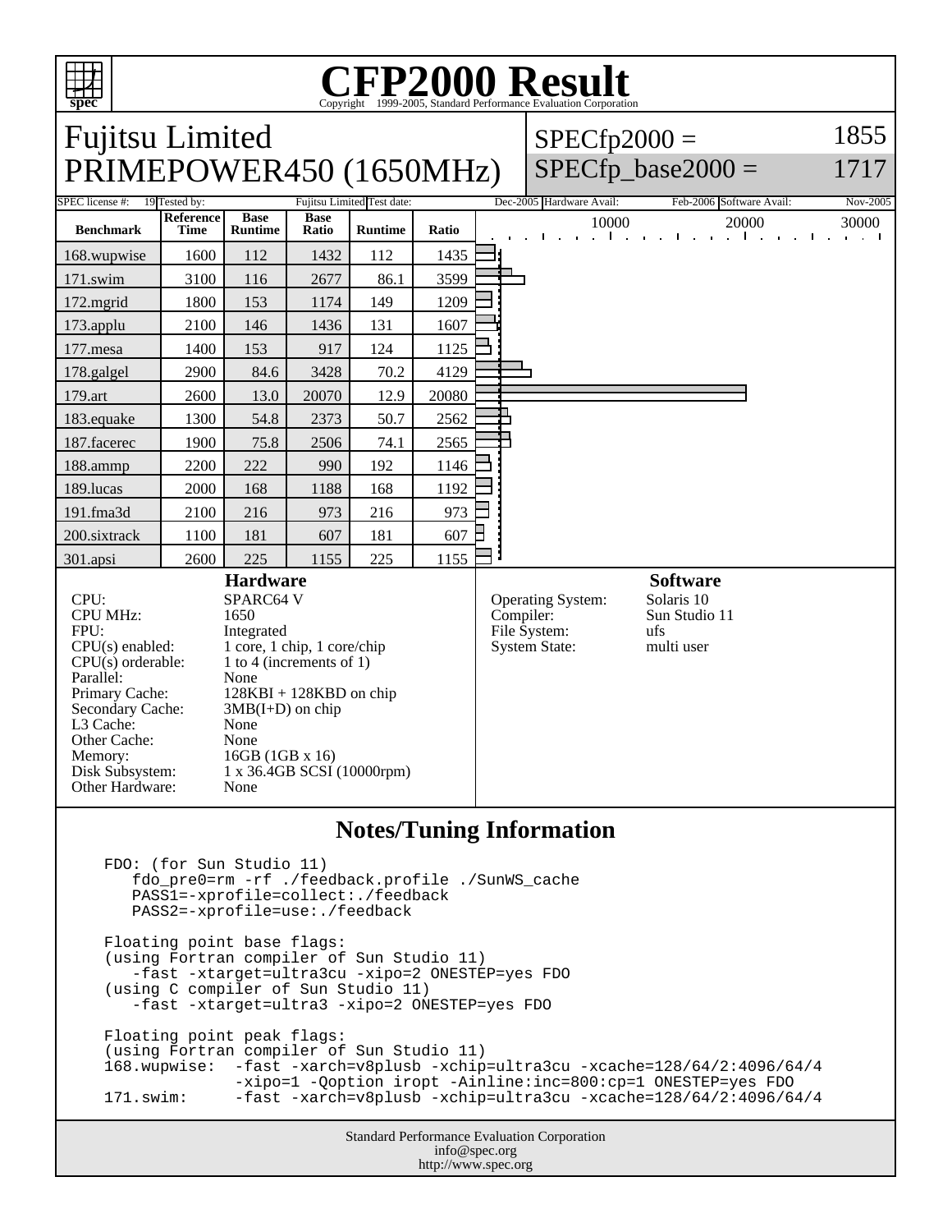# CFP2000 Result

Copyright 1999-2005, Standard Performance Evaluation Corporation

## Fujitsu Limited
## PRIMEPOWER450 (1650MHz)

SPECfp2000 = 1855
SPECfp_base2000 = 1717

| SPEC license #: | 19 | Tested by: | Fujitsu Limited | Test date: | Dec-2005 | Hardware Avail: | Feb-2006 | Software Avail: | Nov-2005 |
|---|---|---|---|---|---|---|---|---|---|

| Benchmark | Reference Time | Base Runtime | Base Ratio | Runtime | Ratio |
|---|---|---|---|---|---|
| 168.wupwise | 1600 | 112 | 1432 | 112 | 1435 |
| 171.swim | 3100 | 116 | 2677 | 86.1 | 3599 |
| 172.mgrid | 1800 | 153 | 1174 | 149 | 1209 |
| 173.applu | 2100 | 146 | 1436 | 131 | 1607 |
| 177.mesa | 1400 | 153 | 917 | 124 | 1125 |
| 178.galgel | 2900 | 84.6 | 3428 | 70.2 | 4129 |
| 179.art | 2600 | 13.0 | 20070 | 12.9 | 20080 |
| 183.equake | 1300 | 54.8 | 2373 | 50.7 | 2562 |
| 187.facerec | 1900 | 75.8 | 2506 | 74.1 | 2565 |
| 188.ammp | 2200 | 222 | 990 | 192 | 1146 |
| 189.lucas | 2000 | 168 | 1188 | 168 | 1192 |
| 191.fma3d | 2100 | 216 | 973 | 216 | 973 |
| 200.sixtrack | 1100 | 181 | 607 | 181 | 607 |
| 301.apsi | 2600 | 225 | 1155 | 225 | 1155 |

### Hardware

| | |
|---|---|
| CPU: | SPARC64 V |
| CPU MHz: | 1650 |
| FPU: | Integrated |
| CPU(s) enabled: | 1 core, 1 chip, 1 core/chip |
| CPU(s) orderable: | 1 to 4 (increments of 1) |
| Parallel: | None |
| Primary Cache: | 128KBI + 128KBD on chip |
| Secondary Cache: | 3MB(I+D) on chip |
| L3 Cache: | None |
| Other Cache: | None |
| Memory: | 16GB (1GB x 16) |
| Disk Subsystem: | 1 x 36.4GB SCSI (10000rpm) |
| Other Hardware: | None |

### Software

| | |
|---|---|
| Operating System: | Solaris 10 |
| Compiler: | Sun Studio 11 |
| File System: | ufs |
| System State: | multi user |

## Notes/Tuning Information

```
FDO: (for Sun Studio 11)
   fdo_pre0=rm -rf ./feedback.profile ./SunWS_cache
   PASS1=-xprofile=collect:./feedback
   PASS2=-xprofile=use:./feedback

Floating point base flags:
(using Fortran compiler of Sun Studio 11)
   -fast -xtarget=ultra3cu -xipo=2 ONESTEP=yes FDO
(using C compiler of Sun Studio 11)
   -fast -xtarget=ultra3 -xipo=2 ONESTEP=yes FDO

Floating point peak flags:
(using Fortran compiler of Sun Studio 11)
168.wupwise:  -fast -xarch=v8plusb -xchip=ultra3cu -xcache=128/64/2:4096/64/4
              -xipo=1 -Qoption iropt -Ainline:inc=800:cp=1 ONESTEP=yes FDO
171.swim:     -fast -xarch=v8plusb -xchip=ultra3cu -xcache=128/64/2:4096/64/4
```

Standard Performance Evaluation Corporation
info@spec.org
http://www.spec.org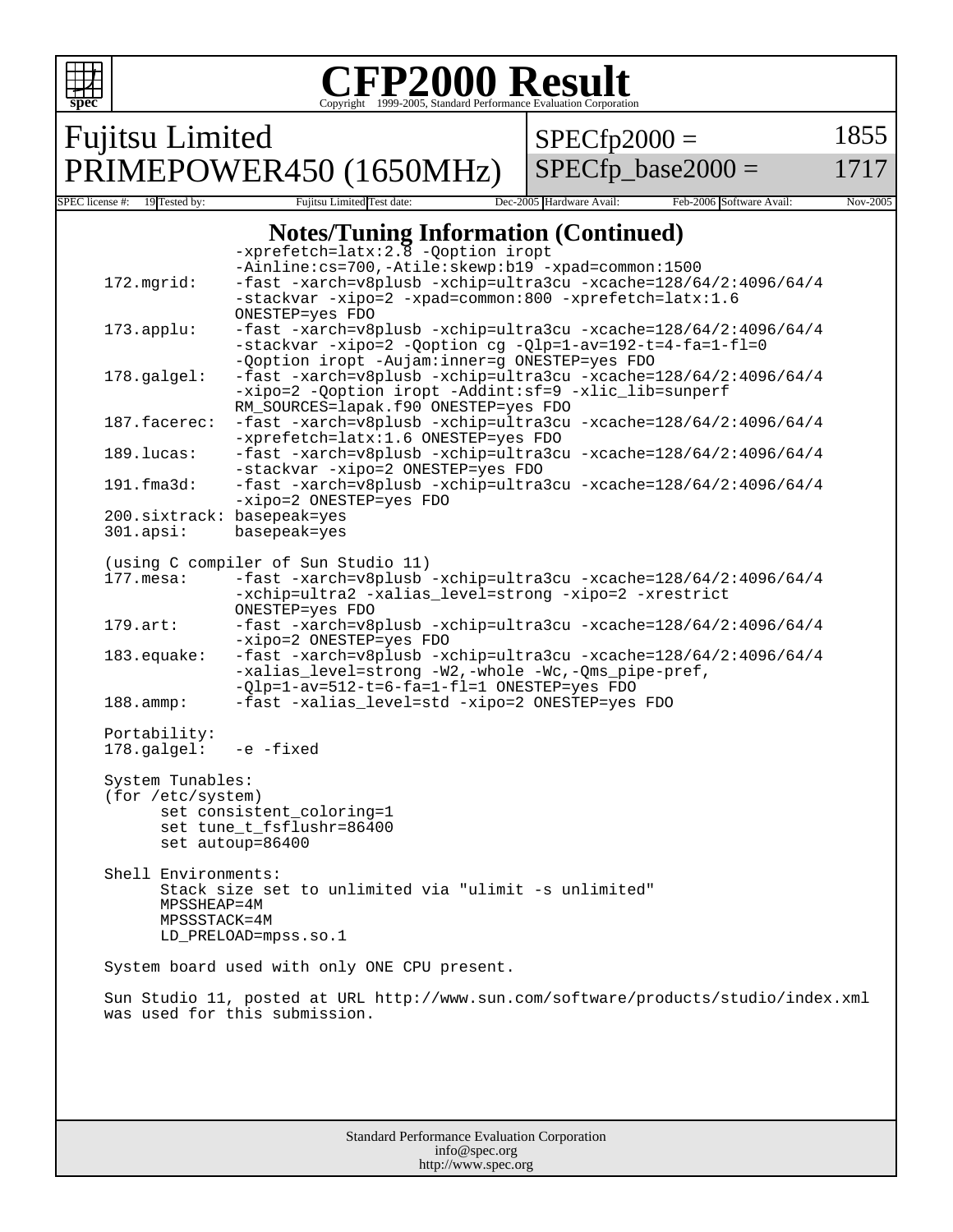# CFP2000 Result

Copyright 1999-2005, Standard Performance Evaluation Corporation

Fujitsu Limited
PRIMEPOWER450 (1650MHz)

SPECfp2000 = 1855
SPECfp_base2000 = 1717

SPEC license #: 19 Tested by: Fujitsu Limited Test date: Dec-2005 Hardware Avail: Feb-2006 Software Avail: Nov-2005

## Notes/Tuning Information (Continued)

```
                   -xprefetch=latx:2.8 -Qoption iropt
                   -Ainline:cs=700,-Atile:skewp:b19 -xpad=common:1500
     172.mgrid:    -fast -xarch=v8plusb -xchip=ultra3cu -xcache=128/64/2:4096/64/4
                   -stackvar -xipo=2 -xpad=common:800 -xprefetch=latx:1.6
                   ONESTEP=yes FDO
     173.applu:    -fast -xarch=v8plusb -xchip=ultra3cu -xcache=128/64/2:4096/64/4
                   -stackvar -xipo=2 -Qoption cg -Qlp=1-av=192-t=4-fa=1-fl=0
                   -Qoption iropt -Aujam:inner=g ONESTEP=yes FDO
     178.galgel:   -fast -xarch=v8plusb -xchip=ultra3cu -xcache=128/64/2:4096/64/4
                   -xipo=2 -Qoption iropt -Addint:sf=9 -xlic_lib=sunperf
                   RM_SOURCES=lapak.f90 ONESTEP=yes FDO
     187.facerec:  -fast -xarch=v8plusb -xchip=ultra3cu -xcache=128/64/2:4096/64/4
                   -xprefetch=latx:1.6 ONESTEP=yes FDO
     189.lucas:    -fast -xarch=v8plusb -xchip=ultra3cu -xcache=128/64/2:4096/64/4
                   -stackvar -xipo=2 ONESTEP=yes FDO
     191.fma3d:    -fast -xarch=v8plusb -xchip=ultra3cu -xcache=128/64/2:4096/64/4
                   -xipo=2 ONESTEP=yes FDO
     200.sixtrack: basepeak=yes
     301.apsi:     basepeak=yes

     (using C compiler of Sun Studio 11)
     177.mesa:     -fast -xarch=v8plusb -xchip=ultra3cu -xcache=128/64/2:4096/64/4
                   -xchip=ultra2 -xalias_level=strong -xipo=2 -xrestrict
                   ONESTEP=yes FDO
     179.art:      -fast -xarch=v8plusb -xchip=ultra3cu -xcache=128/64/2:4096/64/4
                   -xipo=2 ONESTEP=yes FDO
     183.equake:   -fast -xarch=v8plusb -xchip=ultra3cu -xcache=128/64/2:4096/64/4
                   -xalias_level=strong -W2,-whole -Wc,-Qms_pipe-pref,
                   -Qlp=1-av=512-t=6-fa=1-fl=1 ONESTEP=yes FDO
     188.ammp:     -fast -xalias_level=std -xipo=2 ONESTEP=yes FDO

     Portability:
     178.galgel:   -e -fixed

     System Tunables:
     (for /etc/system)
           set consistent_coloring=1
           set tune_t_fsflushr=86400
           set autoup=86400

     Shell Environments:
           Stack size set to unlimited via "ulimit -s unlimited"
           MPSSHEAP=4M
           MPSSSTACK=4M
           LD_PRELOAD=mpss.so.1

     System board used with only ONE CPU present.

     Sun Studio 11, posted at URL http://www.sun.com/software/products/studio/index.xml
     was used for this submission.
```

Standard Performance Evaluation Corporation
info@spec.org
http://www.spec.org